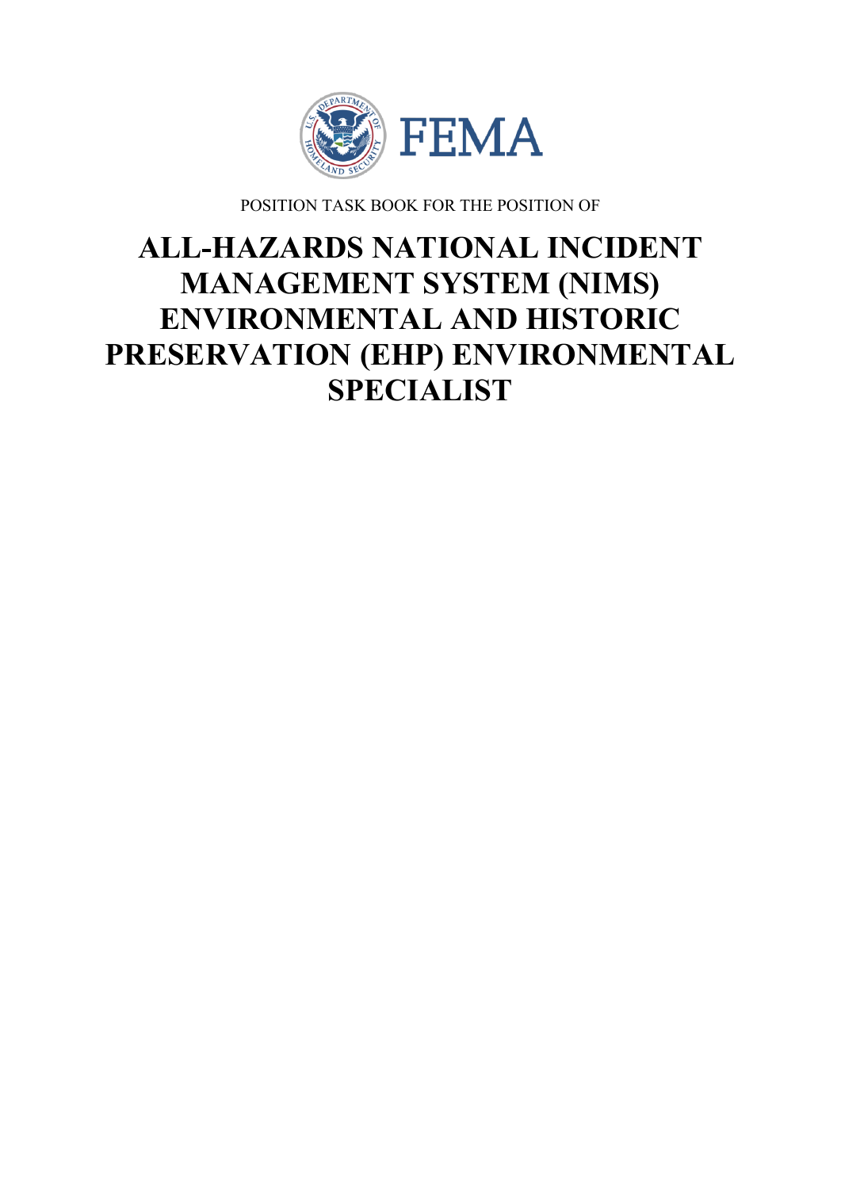FEMA

POSITION TASK BOOK FOR THE POSITION OF

# ALL-HAZARDS NATIONAL INCIDENT MANAGEMENT SYSTEM (NIMS) ENVIRONMENTAL AND HISTORIC PRESERVATION (EHP) ENVIRONMENTAL SPECIALIST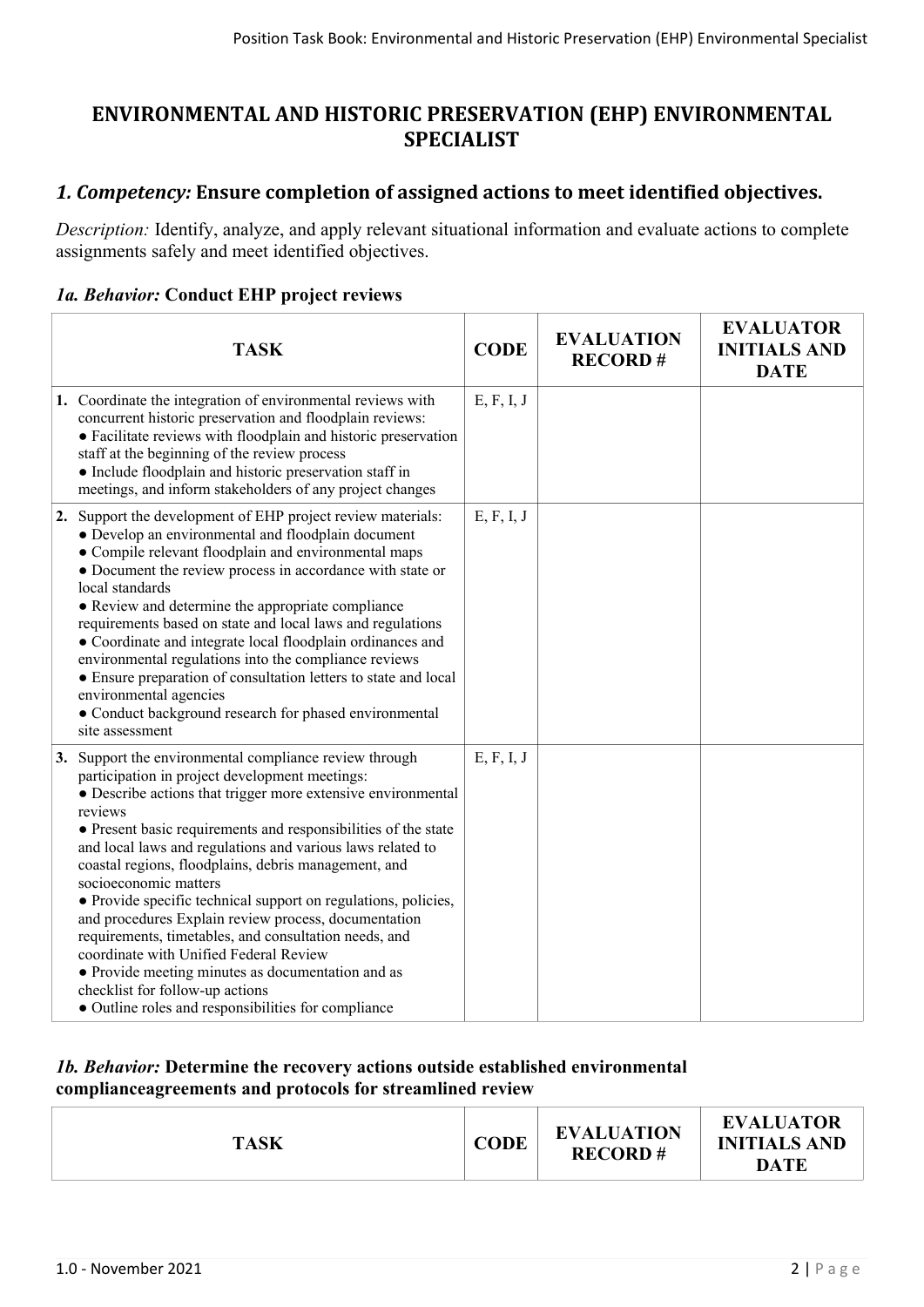# ENVIRONMENTAL AND HISTORIC PRESERVATION (EHP) ENVIRONMENTAL SPECIALIST

## *1. Competency:* Ensure completion of assigned actions to meet identified objectives.

*Description:* Identify, analyze, and apply relevant situational information and evaluate actions to complete assignments safely and meet identified objectives.

### *1a. Behavior:* Conduct EHP project reviews

| TASK | CODE | EVALUATION RECORD # | EVALUATOR INITIALS AND DATE |
|---|---|---|---|
| **1.** Coordinate the integration of environmental reviews with concurrent historic preservation and floodplain reviews:<br>● Facilitate reviews with floodplain and historic preservation staff at the beginning of the review process<br>● Include floodplain and historic preservation staff in meetings, and inform stakeholders of any project changes | E, F, I, J | | |
| **2.** Support the development of EHP project review materials:<br>● Develop an environmental and floodplain document<br>● Compile relevant floodplain and environmental maps<br>● Document the review process in accordance with state or local standards<br>● Review and determine the appropriate compliance requirements based on state and local laws and regulations<br>● Coordinate and integrate local floodplain ordinances and environmental regulations into the compliance reviews<br>● Ensure preparation of consultation letters to state and local environmental agencies<br>● Conduct background research for phased environmental site assessment | E, F, I, J | | |
| **3.** Support the environmental compliance review through participation in project development meetings:<br>● Describe actions that trigger more extensive environmental reviews<br>● Present basic requirements and responsibilities of the state and local laws and regulations and various laws related to coastal regions, floodplains, debris management, and socioeconomic matters<br>● Provide specific technical support on regulations, policies, and procedures Explain review process, documentation requirements, timetables, and consultation needs, and coordinate with Unified Federal Review<br>● Provide meeting minutes as documentation and as checklist for follow-up actions<br>● Outline roles and responsibilities for compliance | E, F, I, J | | |

### *1b. Behavior:* Determine the recovery actions outside established environmental complianceagreements and protocols for streamlined review

| TASK | CODE | EVALUATION RECORD # | EVALUATOR INITIALS AND DATE |
|---|---|---|---|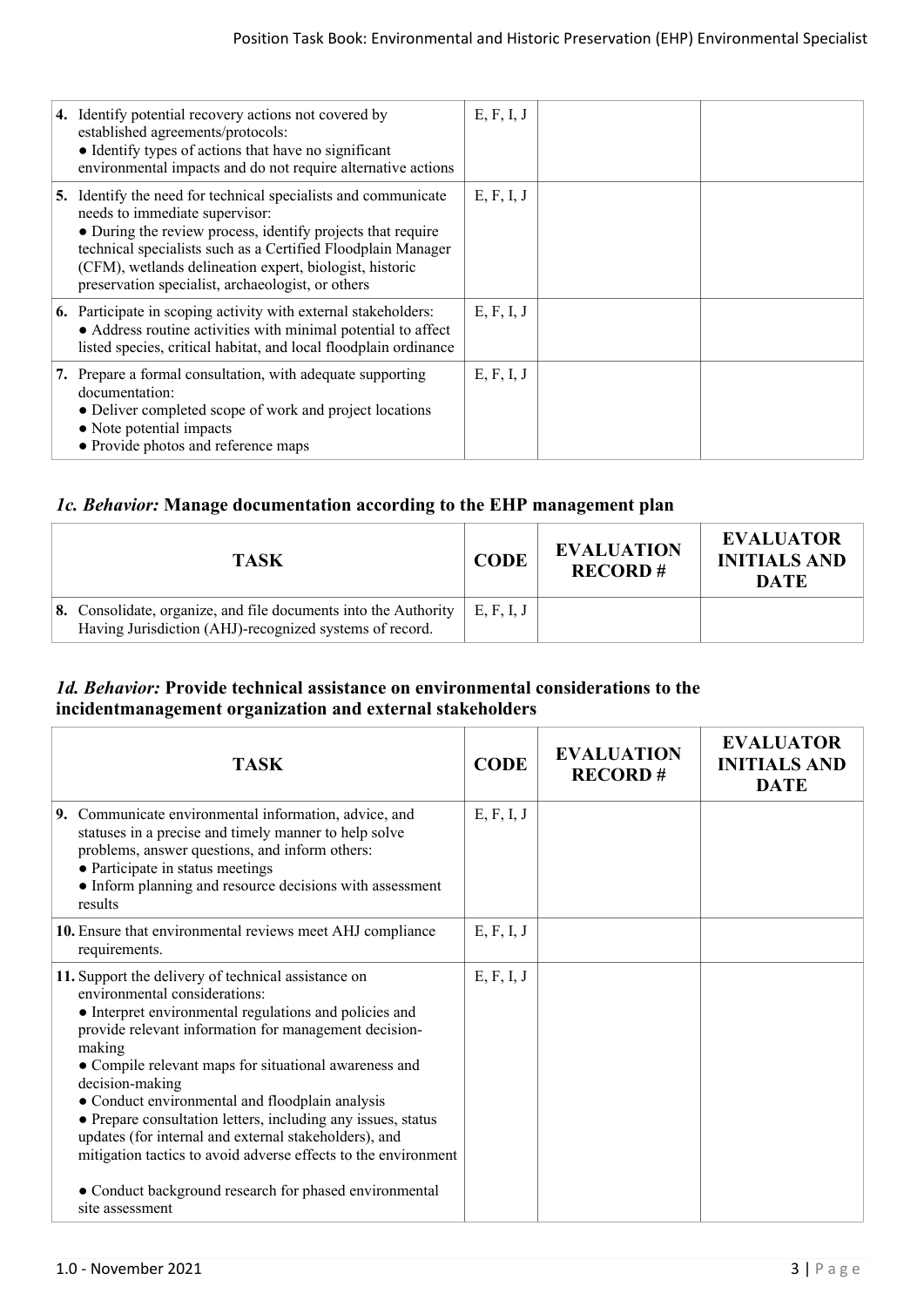| TASK | CODE | EVALUATION RECORD # | EVALUATOR INITIALS AND DATE |
|---|---|---|---|
| **4.** Identify potential recovery actions not covered by established agreements/protocols:<br>● Identify types of actions that have no significant environmental impacts and do not require alternative actions | E, F, I, J | | |
| **5.** Identify the need for technical specialists and communicate needs to immediate supervisor:<br>● During the review process, identify projects that require technical specialists such as a Certified Floodplain Manager (CFM), wetlands delineation expert, biologist, historic preservation specialist, archaeologist, or others | E, F, I, J | | |
| **6.** Participate in scoping activity with external stakeholders:<br>● Address routine activities with minimal potential to affect listed species, critical habitat, and local floodplain ordinance | E, F, I, J | | |
| **7.** Prepare a formal consultation, with adequate supporting documentation:<br>● Deliver completed scope of work and project locations<br>● Note potential impacts<br>● Provide photos and reference maps | E, F, I, J | | |

### *1c. Behavior:* Manage documentation according to the EHP management plan

| TASK | CODE | EVALUATION RECORD # | EVALUATOR INITIALS AND DATE |
|---|---|---|---|
| **8.** Consolidate, organize, and file documents into the Authority Having Jurisdiction (AHJ)-recognized systems of record. | E, F, I, J | | |

### *1d. Behavior:* Provide technical assistance on environmental considerations to the incidentmanagement organization and external stakeholders

| TASK | CODE | EVALUATION RECORD # | EVALUATOR INITIALS AND DATE |
|---|---|---|---|
| **9.** Communicate environmental information, advice, and statuses in a precise and timely manner to help solve problems, answer questions, and inform others:<br>● Participate in status meetings<br>● Inform planning and resource decisions with assessment results | E, F, I, J | | |
| **10.** Ensure that environmental reviews meet AHJ compliance requirements. | E, F, I, J | | |
| **11.** Support the delivery of technical assistance on environmental considerations:<br>● Interpret environmental regulations and policies and provide relevant information for management decision-making<br>● Compile relevant maps for situational awareness and decision-making<br>● Conduct environmental and floodplain analysis<br>● Prepare consultation letters, including any issues, status updates (for internal and external stakeholders), and mitigation tactics to avoid adverse effects to the environment<br>● Conduct background research for phased environmental site assessment | E, F, I, J | | |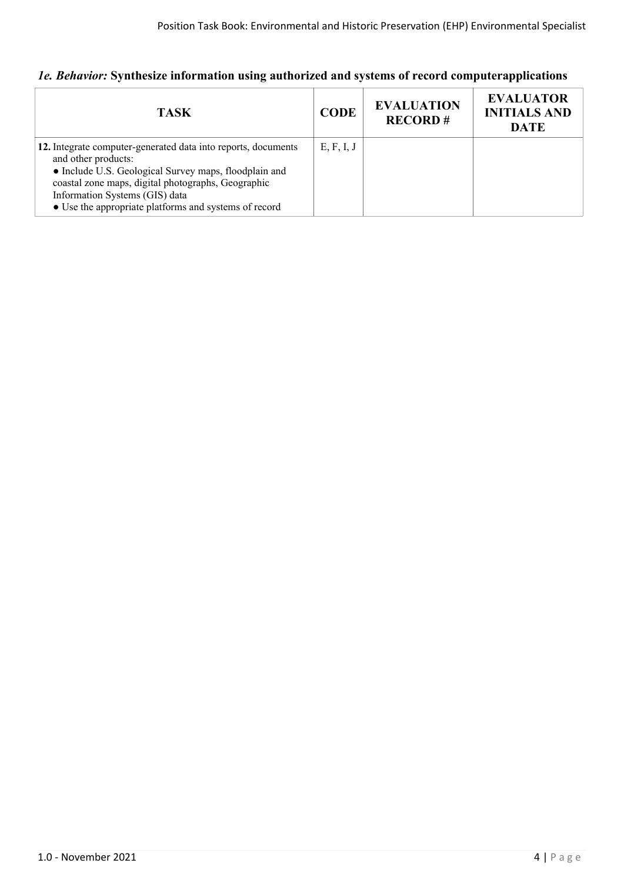### *1e. Behavior:* **Synthesize information using authorized and systems of record computerapplications**

| TASK | CODE | EVALUATION RECORD # | EVALUATOR INITIALS AND DATE |
|---|---|---|---|
| **12.** Integrate computer-generated data into reports, documents and other products:<br>● Include U.S. Geological Survey maps, floodplain and coastal zone maps, digital photographs, Geographic Information Systems (GIS) data<br>● Use the appropriate platforms and systems of record | E, F, I, J | | |